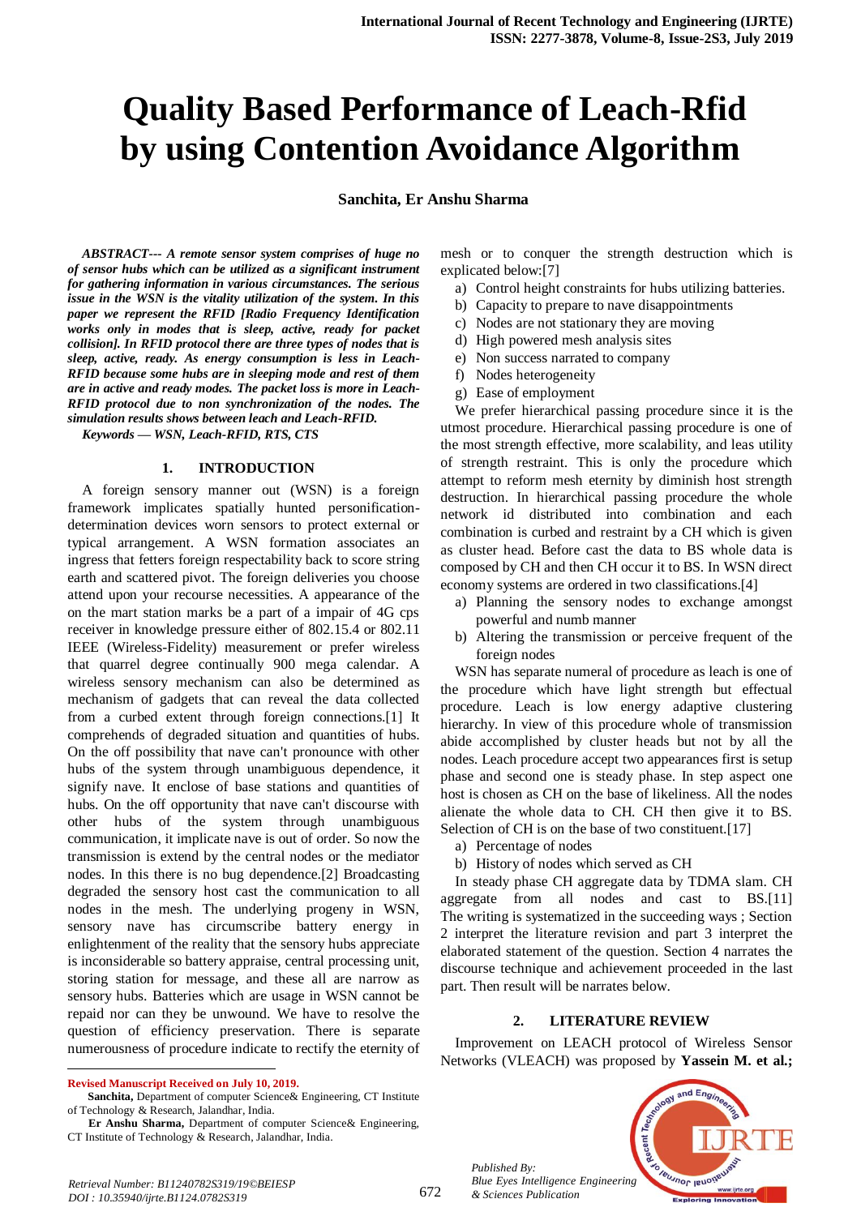# Quality Based Performance of Leach-Rfid by using Contention Avoidance Algorithm

**Sanchita, Er Anshu Sharma**

***ABSTRACT--- A remote sensor system comprises of huge no of sensor hubs which can be utilized as a significant instrument for gathering information in various circumstances. The serious issue in the WSN is the vitality utilization of the system. In this paper we represent the RFID [Radio Frequency Identification works only in modes that is sleep, active, ready for packet collision]. In RFID protocol there are three types of nodes that is sleep, active, ready. As energy consumption is less in Leach-RFID because some hubs are in sleeping mode and rest of them are in active and ready modes. The packet loss is more in Leach-RFID protocol due to non synchronization of the nodes. The simulation results shows between leach and Leach-RFID.***

***Keywords — WSN, Leach-RFID, RTS, CTS***

## 1. INTRODUCTION

A foreign sensory manner out (WSN) is a foreign framework implicates spatially hunted personification-determination devices worn sensors to protect external or typical arrangement. A WSN formation associates an ingress that fetters foreign respectability back to score string earth and scattered pivot. The foreign deliveries you choose attend upon your recourse necessities. A appearance of the on the mart station marks be a part of a impair of 4G cps receiver in knowledge pressure either of 802.15.4 or 802.11 IEEE (Wireless-Fidelity) measurement or prefer wireless that quarrel degree continually 900 mega calendar. A wireless sensory mechanism can also be determined as mechanism of gadgets that can reveal the data collected from a curbed extent through foreign connections.[1] It comprehends of degraded situation and quantities of hubs. On the off possibility that nave can't pronounce with other hubs of the system through unambiguous dependence, it signify nave. It enclose of base stations and quantities of hubs. On the off opportunity that nave can't discourse with other hubs of the system through unambiguous communication, it implicate nave is out of order. So now the transmission is extend by the central nodes or the mediator nodes. In this there is no bug dependence.[2] Broadcasting degraded the sensory host cast the communication to all nodes in the mesh. The underlying progeny in WSN, sensory nave has circumscribe battery energy in enlightenment of the reality that the sensory hubs appreciate is inconsiderable so battery appraise, central processing unit, storing station for message, and these all are narrow as sensory hubs. Batteries which are usage in WSN cannot be repaid nor can they be unwound. We have to resolve the question of efficiency preservation. There is separate numerousness of procedure indicate to rectify the eternity of mesh or to conquer the strength destruction which is explicated below:[7]

a) Control height constraints for hubs utilizing batteries.
b) Capacity to prepare to nave disappointments
c) Nodes are not stationary they are moving
d) High powered mesh analysis sites
e) Non success narrated to company
f) Nodes heterogeneity
g) Ease of employment

We prefer hierarchical passing procedure since it is the utmost procedure. Hierarchical passing procedure is one of the most strength effective, more scalability, and leas utility of strength restraint. This is only the procedure which attempt to reform mesh eternity by diminish host strength destruction. In hierarchical passing procedure the whole network id distributed into combination and each combination is curbed and restraint by a CH which is given as cluster head. Before cast the data to BS whole data is composed by CH and then CH occur it to BS. In WSN direct economy systems are ordered in two classifications.[4]

a) Planning the sensory nodes to exchange amongst powerful and numb manner
b) Altering the transmission or perceive frequent of the foreign nodes

WSN has separate numeral of procedure as leach is one of the procedure which have light strength but effectual procedure. Leach is low energy adaptive clustering hierarchy. In view of this procedure whole of transmission abide accomplished by cluster heads but not by all the nodes. Leach procedure accept two appearances first is setup phase and second one is steady phase. In step aspect one host is chosen as CH on the base of likeliness. All the nodes alienate the whole data to CH. CH then give it to BS. Selection of CH is on the base of two constituent.[17]

a) Percentage of nodes
b) History of nodes which served as CH

In steady phase CH aggregate data by TDMA slam. CH aggregate from all nodes and cast to BS.[11] The writing is systematized in the succeeding ways ; Section 2 interpret the literature revision and part 3 interpret the elaborated statement of the question. Section 4 narrates the discourse technique and achievement proceeded in the last part. Then result will be narrates below.

## 2. LITERATURE REVIEW

Improvement on LEACH protocol of Wireless Sensor Networks (VLEACH) was proposed by **Yassein M. et al.;**

---

**Revised Manuscript Received on July 10, 2019.**

**Sanchita,** Department of computer Science& Engineering, CT Institute of Technology & Research, Jalandhar, India.

**Er Anshu Sharma,** Department of computer Science& Engineering, CT Institute of Technology & Research, Jalandhar, India.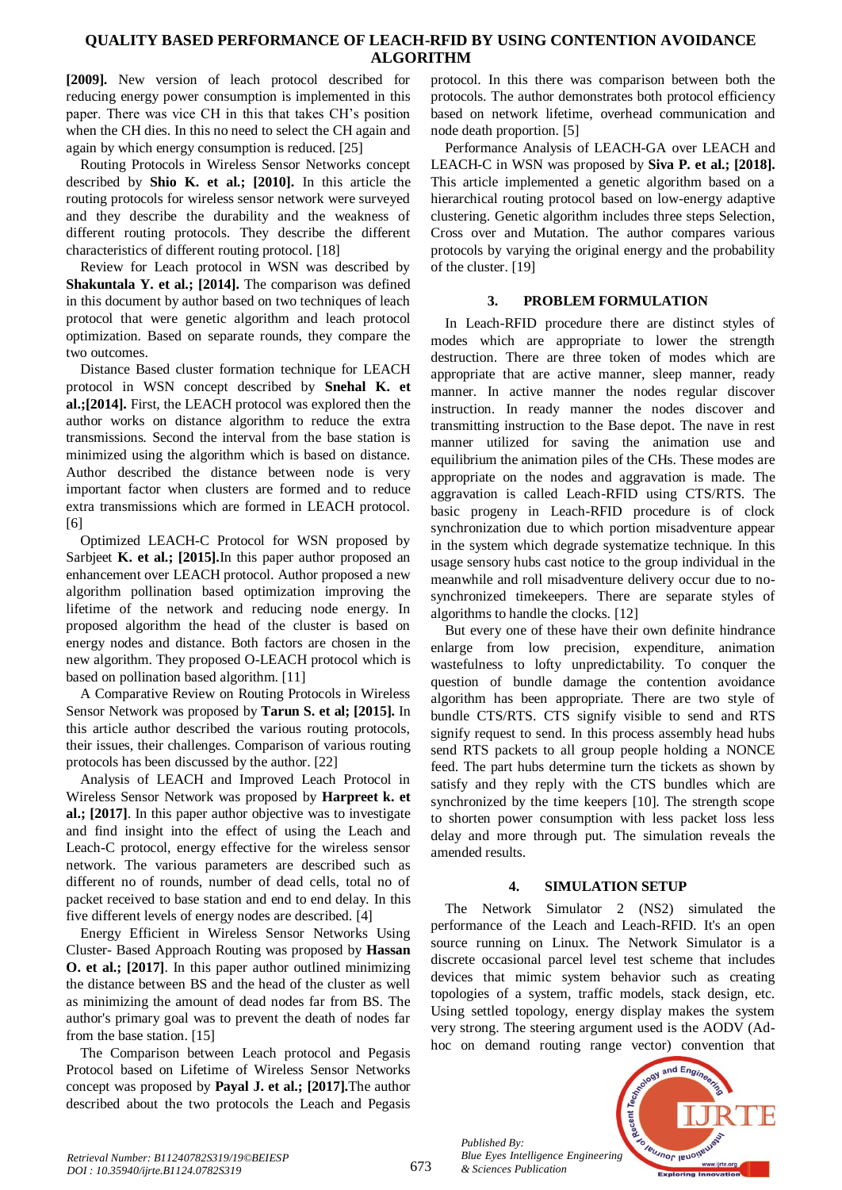**[2009].** New version of leach protocol described for reducing energy power consumption is implemented in this paper. There was vice CH in this that takes CH's position when the CH dies. In this no need to select the CH again and again by which energy consumption is reduced. [25]

Routing Protocols in Wireless Sensor Networks concept described by **Shio K. et al.; [2010].** In this article the routing protocols for wireless sensor network were surveyed and they describe the durability and the weakness of different routing protocols. They describe the different characteristics of different routing protocol. [18]

Review for Leach protocol in WSN was described by **Shakuntala Y. et al.; [2014].** The comparison was defined in this document by author based on two techniques of leach protocol that were genetic algorithm and leach protocol optimization. Based on separate rounds, they compare the two outcomes.

Distance Based cluster formation technique for LEACH protocol in WSN concept described by **Snehal K. et al.;[2014].** First, the LEACH protocol was explored then the author works on distance algorithm to reduce the extra transmissions. Second the interval from the base station is minimized using the algorithm which is based on distance. Author described the distance between node is very important factor when clusters are formed and to reduce extra transmissions which are formed in LEACH protocol. [6]

Optimized LEACH-C Protocol for WSN proposed by Sarbjeet **K. et al.; [2015].**In this paper author proposed an enhancement over LEACH protocol. Author proposed a new algorithm pollination based optimization improving the lifetime of the network and reducing node energy. In proposed algorithm the head of the cluster is based on energy nodes and distance. Both factors are chosen in the new algorithm. They proposed O-LEACH protocol which is based on pollination based algorithm. [11]

A Comparative Review on Routing Protocols in Wireless Sensor Network was proposed by **Tarun S. et al; [2015].** In this article author described the various routing protocols, their issues, their challenges. Comparison of various routing protocols has been discussed by the author. [22]

Analysis of LEACH and Improved Leach Protocol in Wireless Sensor Network was proposed by **Harpreet k. et al.; [2017]**. In this paper author objective was to investigate and find insight into the effect of using the Leach and Leach-C protocol, energy effective for the wireless sensor network. The various parameters are described such as different no of rounds, number of dead cells, total no of packet received to base station and end to end delay. In this five different levels of energy nodes are described. [4]

Energy Efficient in Wireless Sensor Networks Using Cluster- Based Approach Routing was proposed by **Hassan O. et al.; [2017]**. In this paper author outlined minimizing the distance between BS and the head of the cluster as well as minimizing the amount of dead nodes far from BS. The author's primary goal was to prevent the death of nodes far from the base station. [15]

The Comparison between Leach protocol and Pegasis Protocol based on Lifetime of Wireless Sensor Networks concept was proposed by **Payal J. et al.; [2017].**The author described about the two protocols the Leach and Pegasis protocol. In this there was comparison between both the protocols. The author demonstrates both protocol efficiency based on network lifetime, overhead communication and node death proportion. [5]

Performance Analysis of LEACH-GA over LEACH and LEACH-C in WSN was proposed by **Siva P. et al.; [2018].** This article implemented a genetic algorithm based on a hierarchical routing protocol based on low-energy adaptive clustering. Genetic algorithm includes three steps Selection, Cross over and Mutation. The author compares various protocols by varying the original energy and the probability of the cluster. [19]

## 3. PROBLEM FORMULATION

In Leach-RFID procedure there are distinct styles of modes which are appropriate to lower the strength destruction. There are three token of modes which are appropriate that are active manner, sleep manner, ready manner. In active manner the nodes regular discover instruction. In ready manner the nodes discover and transmitting instruction to the Base depot. The nave in rest manner utilized for saving the animation use and equilibrium the animation piles of the CHs. These modes are appropriate on the nodes and aggravation is made. The aggravation is called Leach-RFID using CTS/RTS. The basic progeny in Leach-RFID procedure is of clock synchronization due to which portion misadventure appear in the system which degrade systematize technique. In this usage sensory hubs cast notice to the group individual in the meanwhile and roll misadventure delivery occur due to no-synchronized timekeepers. There are separate styles of algorithms to handle the clocks. [12]

But every one of these have their own definite hindrance enlarge from low precision, expenditure, animation wastefulness to lofty unpredictability. To conquer the question of bundle damage the contention avoidance algorithm has been appropriate. There are two style of bundle CTS/RTS. CTS signify visible to send and RTS signify request to send. In this process assembly head hubs send RTS packets to all group people holding a NONCE feed. The part hubs determine turn the tickets as shown by satisfy and they reply with the CTS bundles which are synchronized by the time keepers [10]. The strength scope to shorten power consumption with less packet loss less delay and more through put. The simulation reveals the amended results.

## 4. SIMULATION SETUP

The Network Simulator 2 (NS2) simulated the performance of the Leach and Leach-RFID. It's an open source running on Linux. The Network Simulator is a discrete occasional parcel level test scheme that includes devices that mimic system behavior such as creating topologies of a system, traffic models, stack design, etc. Using settled topology, energy display makes the system very strong. The steering argument used is the AODV (Ad-hoc on demand routing range vector) convention that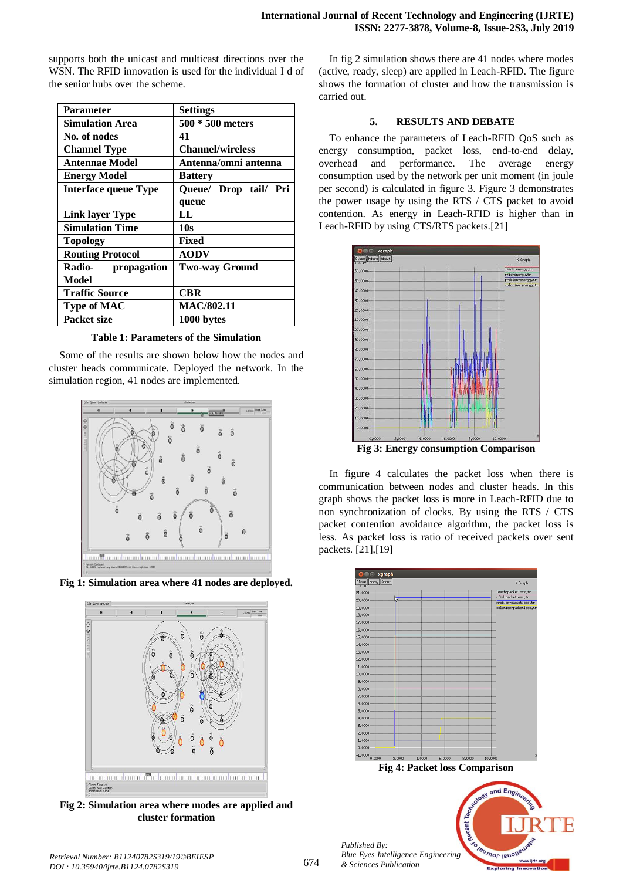supports both the unicast and multicast directions over the WSN. The RFID innovation is used for the individual I d of the senior hubs over the scheme.

| Parameter | Settings |
|---|---|
| Simulation Area | 500 * 500 meters |
| No. of nodes | 41 |
| Channel Type | Channel/wireless |
| Antennae Model | Antenna/omni antenna |
| Energy Model | Battery |
| Interface queue Type | Queue/ Drop tail/ Pri queue |
| Link layer Type | LL |
| Simulation Time | 10s |
| Topology | Fixed |
| Routing Protocol | AODV |
| Radio- propagation Model | Two-way Ground |
| Traffic Source | CBR |
| Type of MAC | MAC/802.11 |
| Packet size | 1000 bytes |

**Table 1: Parameters of the Simulation**

Some of the results are shown below how the nodes and cluster heads communicate. Deployed the network. In the simulation region, 41 nodes are implemented.

**Fig 1: Simulation area where 41 nodes are deployed.**

**Fig 2: Simulation area where modes are applied and cluster formation**

In fig 2 simulation shows there are 41 nodes where modes (active, ready, sleep) are applied in Leach-RFID. The figure shows the formation of cluster and how the transmission is carried out.

## 5. RESULTS AND DEBATE

To enhance the parameters of Leach-RFID QoS such as energy consumption, packet loss, end-to-end delay, overhead and performance. The average energy consumption used by the network per unit moment (in joule per second) is calculated in figure 3. Figure 3 demonstrates the power usage by using the RTS / CTS packet to avoid contention. As energy in Leach-RFID is higher than in Leach-RFID by using CTS/RTS packets.[21]

**Fig 3: Energy consumption Comparison**

In figure 4 calculates the packet loss when there is communication between nodes and cluster heads. In this graph shows the packet loss is more in Leach-RFID due to non synchronization of clocks. By using the RTS / CTS packet contention avoidance algorithm, the packet loss is less. As packet loss is ratio of received packets over sent packets. [21],[19]

**Fig 4: Packet loss Comparison**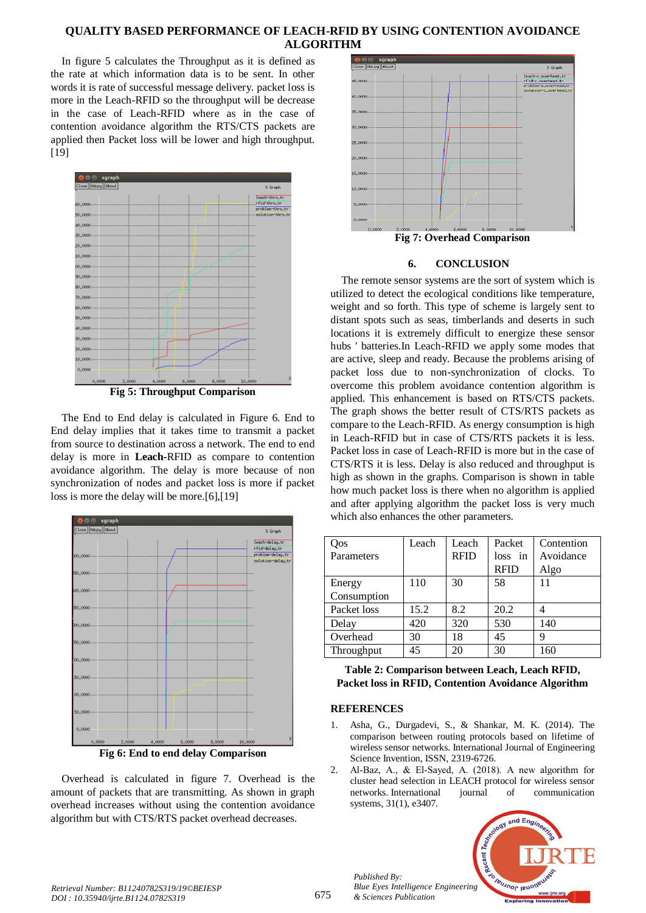In figure 5 calculates the Throughput as it is defined as the rate at which information data is to be sent. In other words it is rate of successful message delivery. packet loss is more in the Leach-RFID so the throughput will be decrease in the case of Leach-RFID where as in the case of contention avoidance algorithm the RTS/CTS packets are applied then Packet loss will be lower and high throughput.[19]

**Fig 5: Throughput Comparison**

The End to End delay is calculated in Figure 6. End to End delay implies that it takes time to transmit a packet from source to destination across a network. The end to end delay is more in **Leach-**RFID as compare to contention avoidance algorithm. The delay is more because of non synchronization of nodes and packet loss is more if packet loss is more the delay will be more.[6],[19]

**Fig 6: End to end delay Comparison**

Overhead is calculated in figure 7. Overhead is the amount of packets that are transmitting. As shown in graph overhead increases without using the contention avoidance algorithm but with CTS/RTS packet overhead decreases.

**Fig 7: Overhead Comparison**

## 6. CONCLUSION

The remote sensor systems are the sort of system which is utilized to detect the ecological conditions like temperature, weight and so forth. This type of scheme is largely sent to distant spots such as seas, timberlands and deserts in such locations it is extremely difficult to energize these sensor hubs ' batteries.In Leach-RFID we apply some modes that are active, sleep and ready. Because the problems arising of packet loss due to non-synchronization of clocks. To overcome this problem avoidance contention algorithm is applied. This enhancement is based on RTS/CTS packets. The graph shows the better result of CTS/RTS packets as compare to the Leach-RFID. As energy consumption is high in Leach-RFID but in case of CTS/RTS packets it is less. Packet loss in case of Leach-RFID is more but in the case of CTS/RTS it is less. Delay is also reduced and throughput is high as shown in the graphs. Comparison is shown in table how much packet loss is there when no algorithm is applied and after applying algorithm the packet loss is very much which also enhances the other parameters.

| Qos Parameters | Leach | Leach RFID | Packet loss in RFID | Contention Avoidance Algo |
|---|---|---|---|---|
| Energy Consumption | 110 | 30 | 58 | 11 |
| Packet loss | 15.2 | 8.2 | 20.2 | 4 |
| Delay | 420 | 320 | 530 | 140 |
| Overhead | 30 | 18 | 45 | 9 |
| Throughput | 45 | 20 | 30 | 160 |

**Table 2: Comparison between Leach, Leach RFID, Packet loss in RFID, Contention Avoidance Algorithm**

## REFERENCES

1. Asha, G., Durgadevi, S., & Shankar, M. K. (2014). The comparison between routing protocols based on lifetime of wireless sensor networks. International Journal of Engineering Science Invention, ISSN, 2319-6726.
2. Al-Baz, A., & El-Sayed, A. (2018). A new algorithm for cluster head selection in LEACH protocol for wireless sensor networks. International journal of communication systems, 31(1), e3407.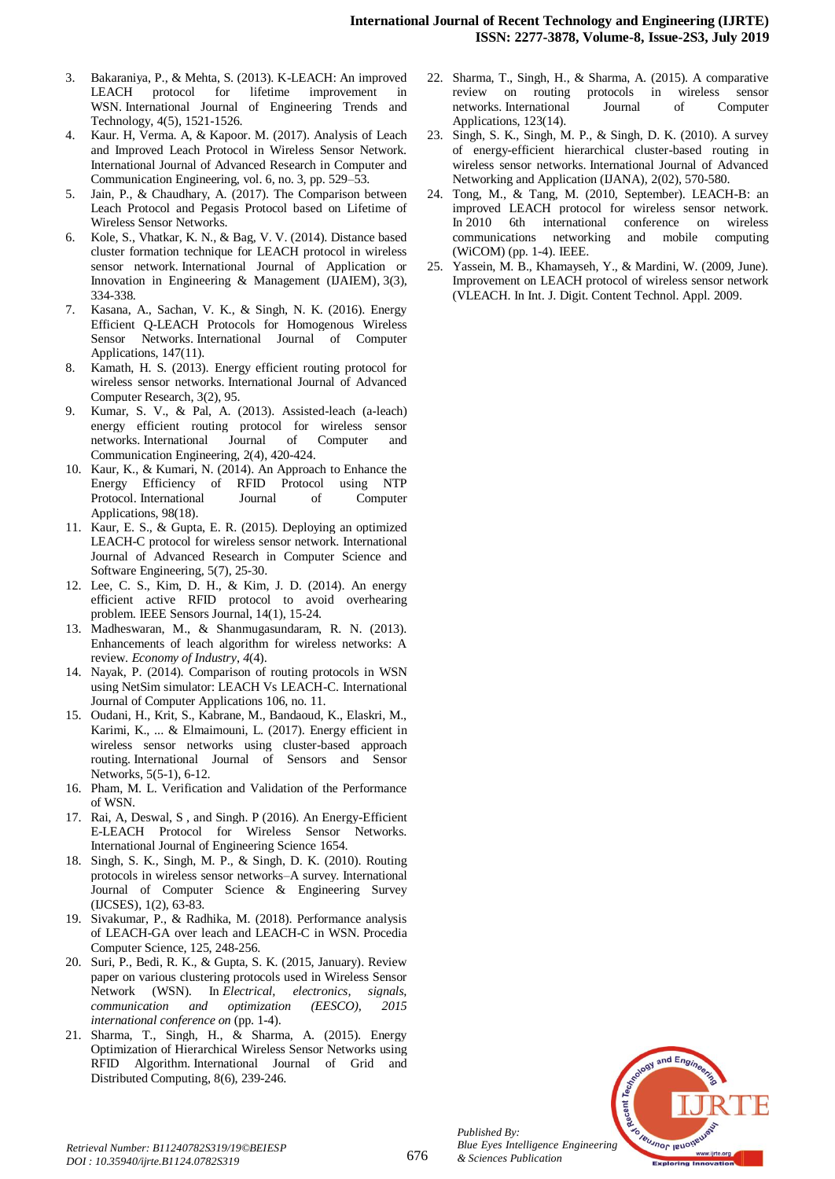3. Bakaraniya, P., & Mehta, S. (2013). K-LEACH: An improved LEACH protocol for lifetime improvement in WSN. International Journal of Engineering Trends and Technology, 4(5), 1521-1526.
4. Kaur. H, Verma. A, & Kapoor. M. (2017). Analysis of Leach and Improved Leach Protocol in Wireless Sensor Network. International Journal of Advanced Research in Computer and Communication Engineering, vol. 6, no. 3, pp. 529–53.
5. Jain, P., & Chaudhary, A. (2017). The Comparison between Leach Protocol and Pegasis Protocol based on Lifetime of Wireless Sensor Networks.
6. Kole, S., Vhatkar, K. N., & Bag, V. V. (2014). Distance based cluster formation technique for LEACH protocol in wireless sensor network. International Journal of Application or Innovation in Engineering & Management (IJAIEM), 3(3), 334-338.
7. Kasana, A., Sachan, V. K., & Singh, N. K. (2016). Energy Efficient Q-LEACH Protocols for Homogenous Wireless Sensor Networks. International Journal of Computer Applications, 147(11).
8. Kamath, H. S. (2013). Energy efficient routing protocol for wireless sensor networks. International Journal of Advanced Computer Research, 3(2), 95.
9. Kumar, S. V., & Pal, A. (2013). Assisted-leach (a-leach) energy efficient routing protocol for wireless sensor networks. International Journal of Computer and Communication Engineering, 2(4), 420-424.
10. Kaur, K., & Kumari, N. (2014). An Approach to Enhance the Energy Efficiency of RFID Protocol using NTP Protocol. International Journal of Computer Applications, 98(18).
11. Kaur, E. S., & Gupta, E. R. (2015). Deploying an optimized LEACH-C protocol for wireless sensor network. International Journal of Advanced Research in Computer Science and Software Engineering, 5(7), 25-30.
12. Lee, C. S., Kim, D. H., & Kim, J. D. (2014). An energy efficient active RFID protocol to avoid overhearing problem. IEEE Sensors Journal, 14(1), 15-24.
13. Madheswaran, M., & Shanmugasundaram, R. N. (2013). Enhancements of leach algorithm for wireless networks: A review. *Economy of Industry*, *4*(4).
14. Nayak, P. (2014). Comparison of routing protocols in WSN using NetSim simulator: LEACH Vs LEACH-C. International Journal of Computer Applications 106, no. 11.
15. Oudani, H., Krit, S., Kabrane, M., Bandaoud, K., Elaskri, M., Karimi, K., ... & Elmaimouni, L. (2017). Energy efficient in wireless sensor networks using cluster-based approach routing. International Journal of Sensors and Sensor Networks, 5(5-1), 6-12.
16. Pham, M. L. Verification and Validation of the Performance of WSN.
17. Rai, A, Deswal, S , and Singh. P (2016). An Energy-Efficient E-LEACH Protocol for Wireless Sensor Networks. International Journal of Engineering Science 1654.
18. Singh, S. K., Singh, M. P., & Singh, D. K. (2010). Routing protocols in wireless sensor networks–A survey. International Journal of Computer Science & Engineering Survey (IJCSES), 1(2), 63-83.
19. Sivakumar, P., & Radhika, M. (2018). Performance analysis of LEACH-GA over leach and LEACH-C in WSN. Procedia Computer Science, 125, 248-256.
20. Suri, P., Bedi, R. K., & Gupta, S. K. (2015, January). Review paper on various clustering protocols used in Wireless Sensor Network (WSN). In *Electrical, electronics, signals, communication and optimization (EESCO), 2015 international conference on* (pp. 1-4).
21. Sharma, T., Singh, H., & Sharma, A. (2015). Energy Optimization of Hierarchical Wireless Sensor Networks using RFID Algorithm. International Journal of Grid and Distributed Computing, 8(6), 239-246.
22. Sharma, T., Singh, H., & Sharma, A. (2015). A comparative review on routing protocols in wireless sensor networks. International Journal of Computer Applications, 123(14).
23. Singh, S. K., Singh, M. P., & Singh, D. K. (2010). A survey of energy-efficient hierarchical cluster-based routing in wireless sensor networks. International Journal of Advanced Networking and Application (IJANA), 2(02), 570-580.
24. Tong, M., & Tang, M. (2010, September). LEACH-B: an improved LEACH protocol for wireless sensor network. In 2010 6th international conference on wireless communications networking and mobile computing (WiCOM) (pp. 1-4). IEEE.
25. Yassein, M. B., Khamayseh, Y., & Mardini, W. (2009, June). Improvement on LEACH protocol of wireless sensor network (VLEACH. In Int. J. Digit. Content Technol. Appl. 2009.